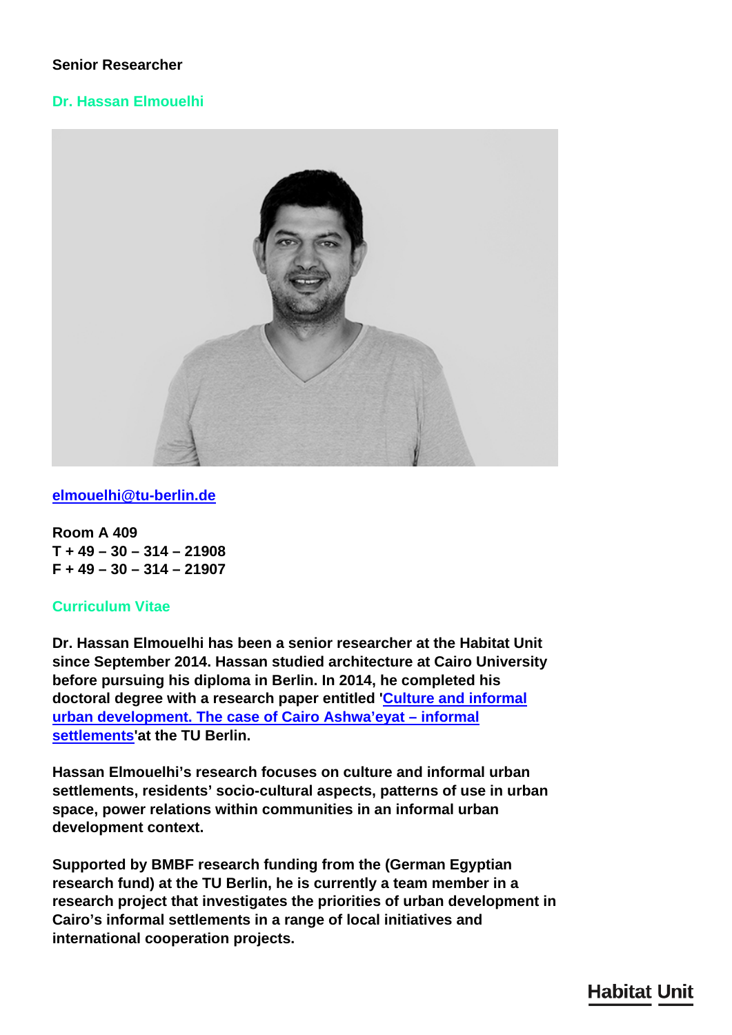**Senior Researcher**

## Dr. Hassan Elmouelhi

[elmouelhi@tu-berlin.de](mailto:elmouelhi@tu-berlin.de)

**Room A 409**
**T + 49 – 30 – 314 – 21908**
**F + 49 – 30 – 314 – 21907**

## Curriculum Vitae

**Dr. Hassan Elmouelhi has been a senior researcher at the Habitat Unit since September 2014. Hassan studied architecture at Cairo University before pursuing his diploma in Berlin. In 2014, he completed his doctoral degree with a research paper entitled '[Culture and informal urban development. The case of Cairo Ashwa'eyat – informal settlements](#)'at the TU Berlin.**

**Hassan Elmouelhi's research focuses on culture and informal urban settlements, residents' socio-cultural aspects, patterns of use in urban space, power relations within communities in an informal urban development context.**

**Supported by BMBF research funding from the (German Egyptian research fund) at the TU Berlin, he is currently a team member in a research project that investigates the priorities of urban development in Cairo's informal settlements in a range of local initiatives and international cooperation projects.**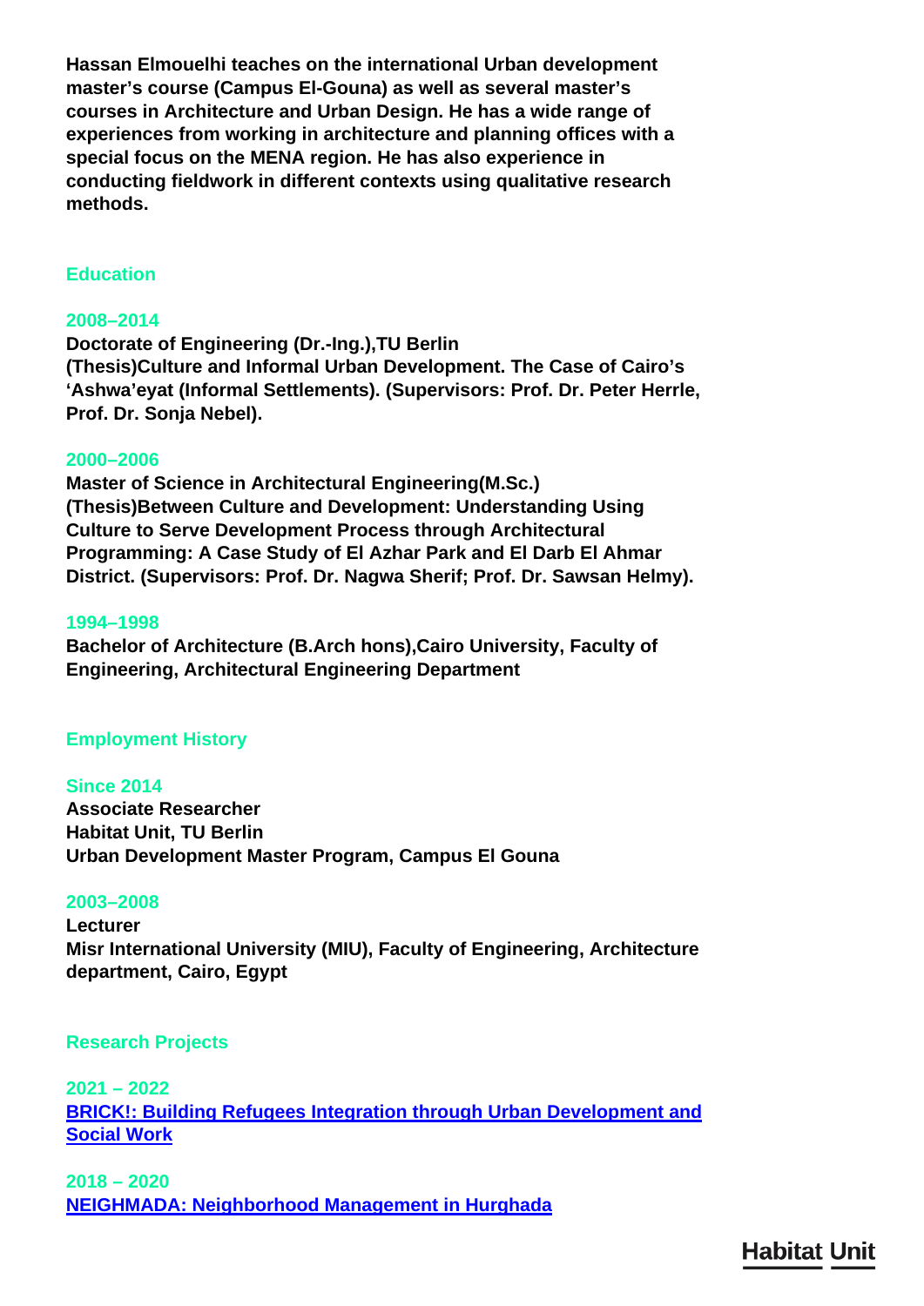**Hassan Elmouelhi teaches on the international Urban development master's course (Campus El-Gouna) as well as several master's courses in Architecture and Urban Design. He has a wide range of experiences from working in architecture and planning offices with a special focus on the MENA region. He has also experience in conducting fieldwork in different contexts using qualitative research methods.**

## Education

### 2008–2014

**Doctorate of Engineering (Dr.-Ing.),TU Berlin**
**(Thesis)Culture and Informal Urban Development. The Case of Cairo's 'Ashwa'eyat (Informal Settlements). (Supervisors: Prof. Dr. Peter Herrle, Prof. Dr. Sonja Nebel).**

### 2000–2006

**Master of Science in Architectural Engineering(M.Sc.)**
**(Thesis)Between Culture and Development: Understanding Using Culture to Serve Development Process through Architectural Programming: A Case Study of El Azhar Park and El Darb El Ahmar District. (Supervisors: Prof. Dr. Nagwa Sherif; Prof. Dr. Sawsan Helmy).**

### 1994–1998

**Bachelor of Architecture (B.Arch hons),Cairo University, Faculty of Engineering, Architectural Engineering Department**

## Employment History

### Since 2014

**Associate Researcher**
**Habitat Unit, TU Berlin**
**Urban Development Master Program, Campus El Gouna**

### 2003–2008

**Lecturer**
**Misr International University (MIU), Faculty of Engineering, Architecture department, Cairo, Egypt**

## Research Projects

### 2021 – 2022

**BRICK!: Building Refugees Integration through Urban Development and Social Work**

### 2018 – 2020

**NEIGHMADA: Neighborhood Management in Hurghada**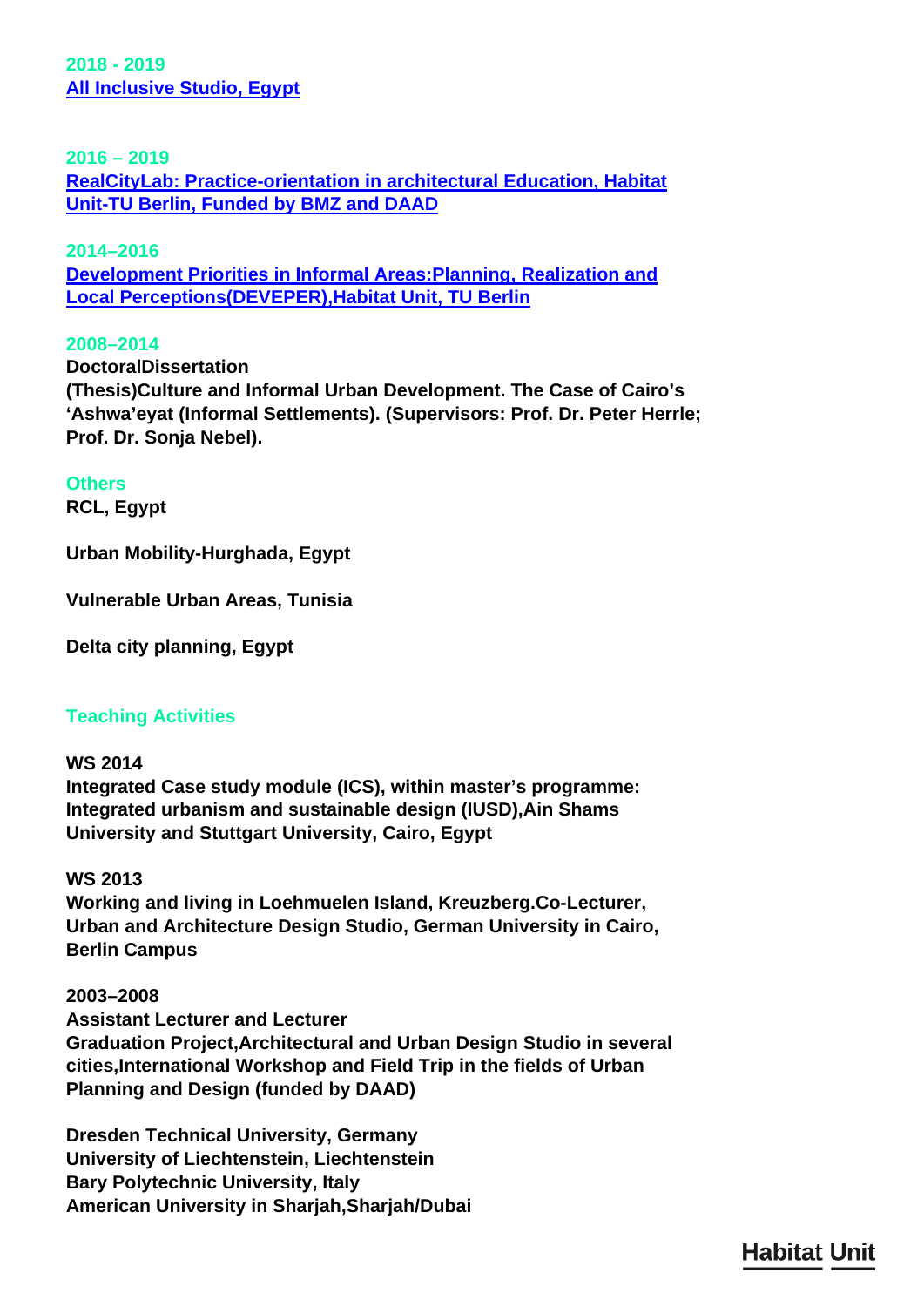**2018 - 2019**
**All Inclusive Studio, Egypt**

**2016 – 2019**
**RealCityLab: Practice-orientation in architectural Education, Habitat Unit-TU Berlin, Funded by BMZ and DAAD**

**2014–2016**
**Development Priorities in Informal Areas:Planning, Realization and Local Perceptions(DEVEPER),Habitat Unit, TU Berlin**

**2008–2014**
**DoctoralDissertation**
**(Thesis)Culture and Informal Urban Development. The Case of Cairo's 'Ashwa'eyat (Informal Settlements). (Supervisors: Prof. Dr. Peter Herrle; Prof. Dr. Sonja Nebel).**

**Others**
**RCL, Egypt**

**Urban Mobility-Hurghada, Egypt**

**Vulnerable Urban Areas, Tunisia**

**Delta city planning, Egypt**

## Teaching Activities

**WS 2014**
**Integrated Case study module (ICS), within master's programme: Integrated urbanism and sustainable design (IUSD),Ain Shams University and Stuttgart University, Cairo, Egypt**

**WS 2013**
**Working and living in Loehmuelen Island, Kreuzberg.Co-Lecturer, Urban and Architecture Design Studio, German University in Cairo, Berlin Campus**

**2003–2008**
**Assistant Lecturer and Lecturer**
**Graduation Project,Architectural and Urban Design Studio in several cities,International Workshop and Field Trip in the fields of Urban Planning and Design (funded by DAAD)**

**Dresden Technical University, Germany**
**University of Liechtenstein, Liechtenstein**
**Bary Polytechnic University, Italy**
**American University in Sharjah,Sharjah/Dubai**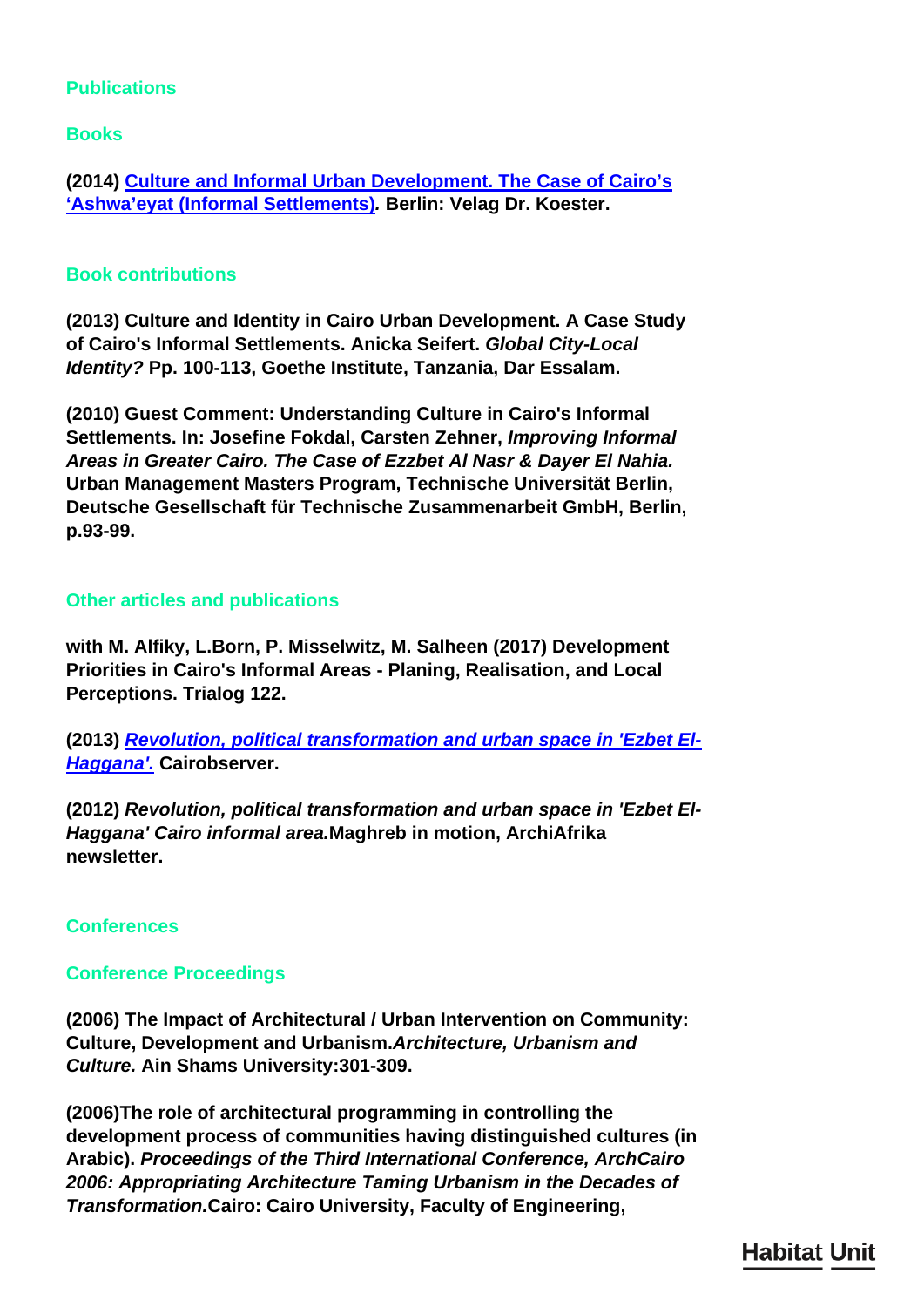## Publications

### Books

**(2014) Culture and Informal Urban Development. The Case of Cairo's 'Ashwa'eyat (Informal Settlements). Berlin: Velag Dr. Koester.**

### Book contributions

**(2013) Culture and Identity in Cairo Urban Development. A Case Study of Cairo's Informal Settlements. Anicka Seifert. *Global City-Local Identity?* Pp. 100-113, Goethe Institute, Tanzania, Dar Essalam.**

**(2010) Guest Comment: Understanding Culture in Cairo's Informal Settlements. In: Josefine Fokdal, Carsten Zehner, *Improving Informal Areas in Greater Cairo. The Case of Ezzbet Al Nasr & Dayer El Nahia.* Urban Management Masters Program, Technische Universität Berlin, Deutsche Gesellschaft für Technische Zusammenarbeit GmbH, Berlin, p.93-99.**

### Other articles and publications

**with M. Alfiky, L.Born, P. Misselwitz, M. Salheen (2017) Development Priorities in Cairo's Informal Areas - Planing, Realisation, and Local Perceptions. Trialog 122.**

**(2013) *Revolution, political transformation and urban space in 'Ezbet El-Haggana'.* Cairobserver.**

**(2012) *Revolution, political transformation and urban space in 'Ezbet El-Haggana' Cairo informal area.*Maghreb in motion, ArchiAfrika newsletter.**

### Conferences

### Conference Proceedings

**(2006) The Impact of Architectural / Urban Intervention on Community: Culture, Development and Urbanism.*Architecture, Urbanism and Culture.* Ain Shams University:301-309.**

**(2006)The role of architectural programming in controlling the development process of communities having distinguished cultures (in Arabic). *Proceedings of the Third International Conference, ArchCairo 2006: Appropriating Architecture Taming Urbanism in the Decades of Transformation.*Cairo: Cairo University, Faculty of Engineering,**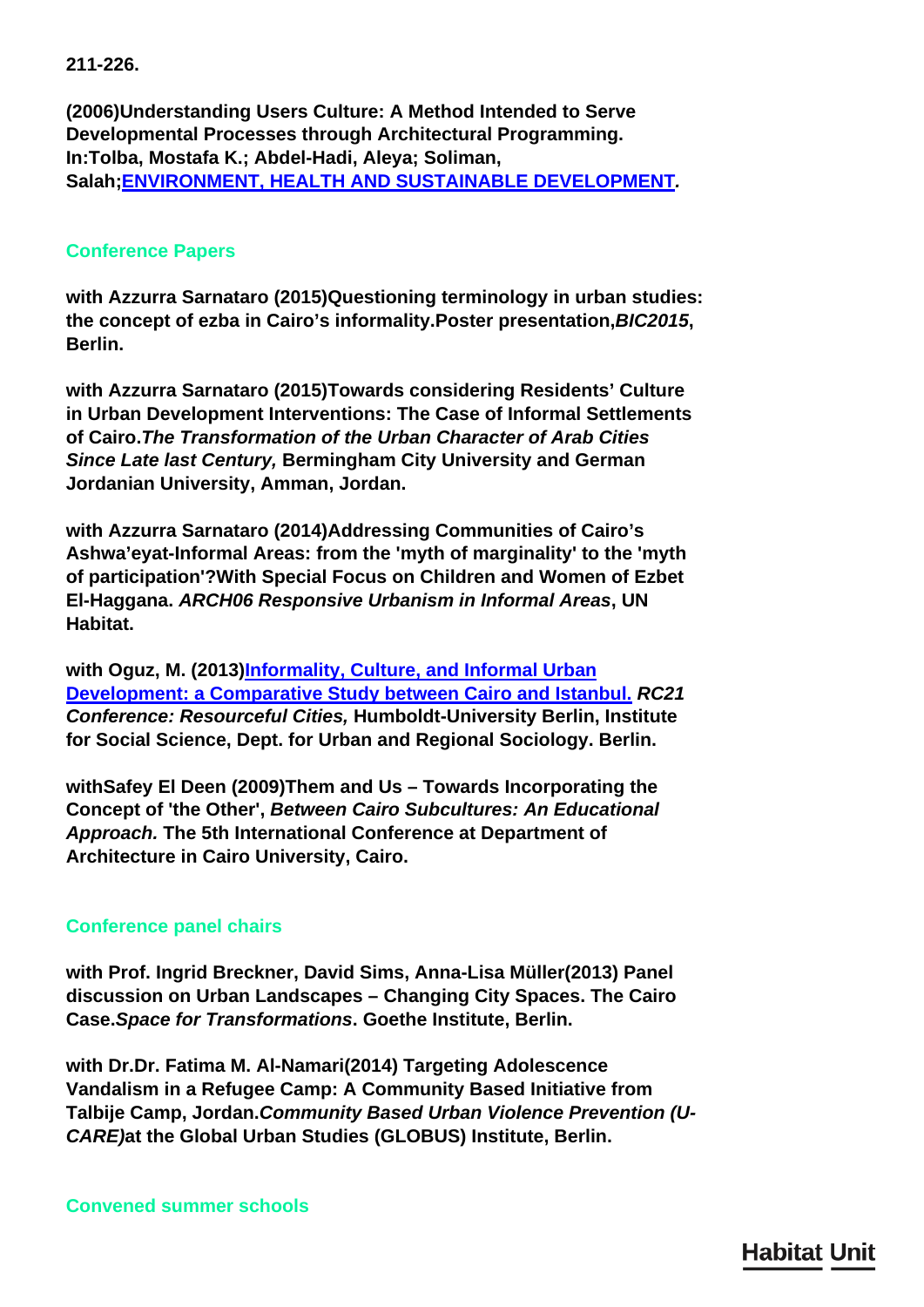**211-226.**

**(2006)Understanding Users Culture: A Method Intended to Serve Developmental Processes through Architectural Programming. In:Tolba, Mostafa K.; Abdel-Hadi, Aleya; Soliman, Salah;[ENVIRONMENT, HEALTH AND SUSTAINABLE DEVELOPMENT](#).**

## Conference Papers

**with Azzurra Sarnataro (2015)Questioning terminology in urban studies: the concept of ezba in Cairo's informality.Poster presentation,*BIC2015*, Berlin.**

**with Azzurra Sarnataro (2015)Towards considering Residents' Culture in Urban Development Interventions: The Case of Informal Settlements of Cairo.*The Transformation of the Urban Character of Arab Cities Since Late last Century,* Bermingham City University and German Jordanian University, Amman, Jordan.**

**with Azzurra Sarnataro (2014)Addressing Communities of Cairo's Ashwa'eyat-Informal Areas: from the 'myth of marginality' to the 'myth of participation'?With Special Focus on Children and Women of Ezbet El-Haggana. *ARCH06 Responsive Urbanism in Informal Areas*, UN Habitat.**

**with Oguz, M. (2013)[Informality, Culture, and Informal Urban Development: a Comparative Study between Cairo and Istanbul.](#) *RC21 Conference: Resourceful Cities,* Humboldt-University Berlin, Institute for Social Science, Dept. for Urban and Regional Sociology. Berlin.**

**withSafey El Deen (2009)Them and Us – Towards Incorporating the Concept of 'the Other', *Between Cairo Subcultures: An Educational Approach.* The 5th International Conference at Department of Architecture in Cairo University, Cairo.**

## Conference panel chairs

**with Prof. Ingrid Breckner, David Sims, Anna-Lisa Müller(2013) Panel discussion on Urban Landscapes – Changing City Spaces. The Cairo Case.*Space for Transformations*. Goethe Institute, Berlin.**

**with Dr.Dr. Fatima M. Al-Namari(2014) Targeting Adolescence Vandalism in a Refugee Camp: A Community Based Initiative from Talbije Camp, Jordan.*Community Based Urban Violence Prevention (U-CARE)*at the Global Urban Studies (GLOBUS) Institute, Berlin.**

## Convened summer schools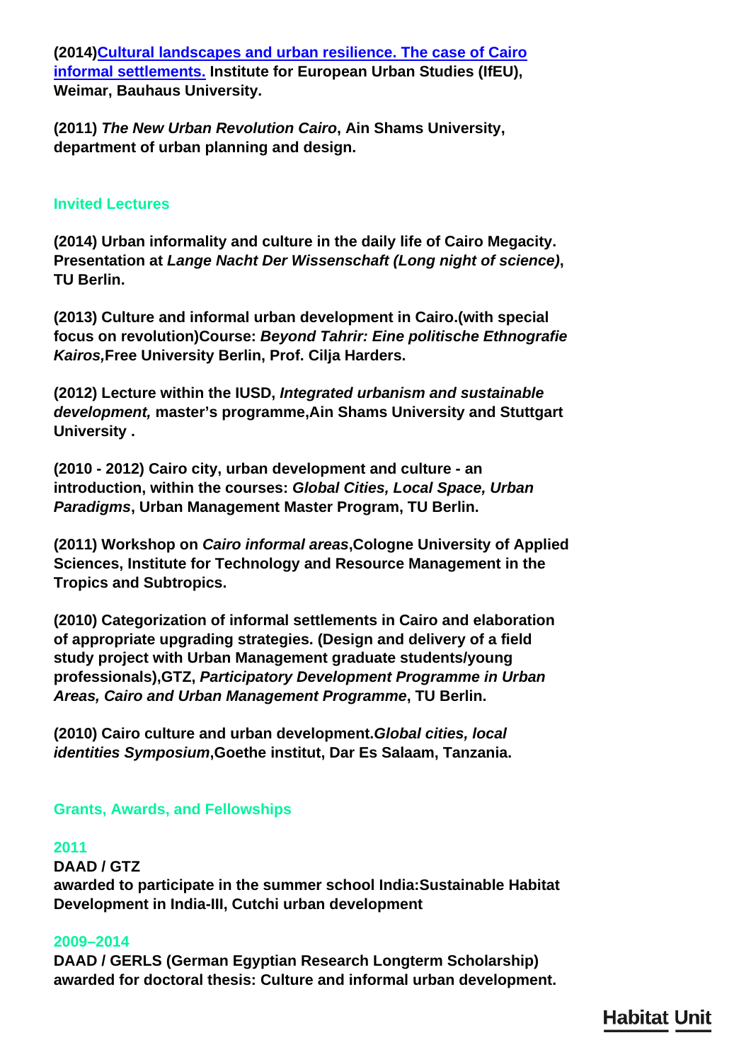**(2014)[Cultural landscapes and urban resilience. The case of Cairo informal settlements.] Institute for European Urban Studies (IfEU), Weimar, Bauhaus University.**

**(2011) *The New Urban Revolution Cairo*, Ain Shams University, department of urban planning and design.**

## Invited Lectures

**(2014) Urban informality and culture in the daily life of Cairo Megacity. Presentation at *Lange Nacht Der Wissenschaft (Long night of science)*, TU Berlin.**

**(2013) Culture and informal urban development in Cairo.(with special focus on revolution)Course: *Beyond Tahrir: Eine politische Ethnografie Kairos,*Free University Berlin, Prof. Cilja Harders.**

**(2012) Lecture within the IUSD, *Integrated urbanism and sustainable development,* master's programme,Ain Shams University and Stuttgart University .**

**(2010 - 2012) Cairo city, urban development and culture - an introduction, within the courses: *Global Cities, Local Space, Urban Paradigms*, Urban Management Master Program, TU Berlin.**

**(2011) Workshop on *Cairo informal areas*,Cologne University of Applied Sciences, Institute for Technology and Resource Management in the Tropics and Subtropics.**

**(2010) Categorization of informal settlements in Cairo and elaboration of appropriate upgrading strategies. (Design and delivery of a field study project with Urban Management graduate students/young professionals),GTZ, *Participatory Development Programme in Urban Areas, Cairo and Urban Management Programme*, TU Berlin.**

**(2010) Cairo culture and urban development.*Global cities, local identities Symposium*,Goethe institut, Dar Es Salaam, Tanzania.**

## Grants, Awards, and Fellowships

### 2011

**DAAD / GTZ**
**awarded to participate in the summer school India:Sustainable Habitat Development in India-III, Cutchi urban development**

### 2009–2014

**DAAD / GERLS (German Egyptian Research Longterm Scholarship)**
**awarded for doctoral thesis: Culture and informal urban development.**